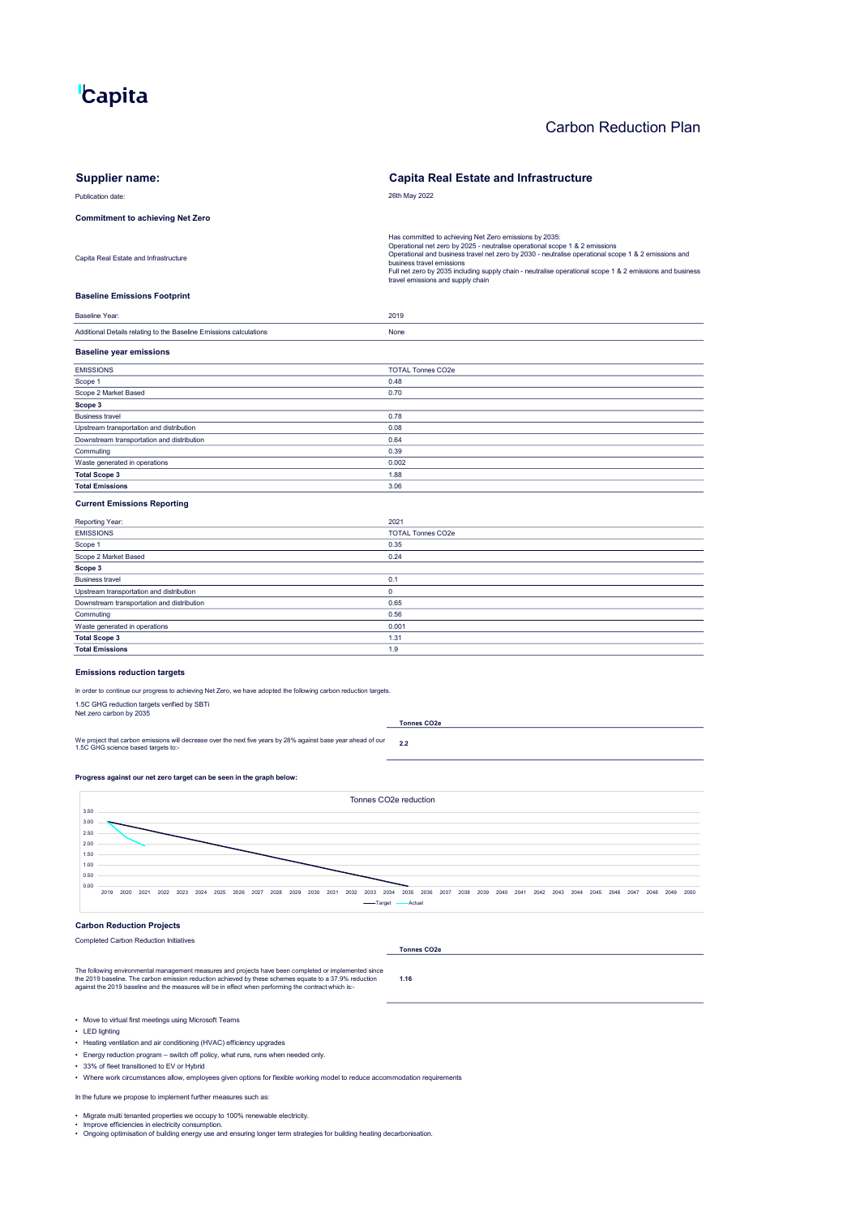Capita

# Carbon Reduction Plan

| **Supplier name:** | **Capita Real Estate and Infrastructure** |
|---|---|
| Publication date: | 26th May 2022 |

**Commitment to achieving Net Zero**

| | |
|---|---|
| Capita Real Estate and Infrastructure | Has committed to achieving Net Zero emissions by 2035:<br>Operational net zero by 2025 - neutralise operational scope 1 & 2 emissions<br>Operational and business travel net zero by 2030 - neutralise operational scope 1 & 2 emissions and business travel emissions<br>Full net zero by 2035 including supply chain - neutralise operational scope 1 & 2 emissions and business travel emissions and supply chain |

**Baseline Emissions Footprint**

| | |
|---|---|
| Baseline Year: | 2019 |
| Additional Details relating to the Baseline Emissions calculations | None |

**Baseline year emissions**

| EMISSIONS | TOTAL Tonnes $CO_2e$ |
|---|---|
| Scope 1 | 0.48 |
| Scope 2 Market Based | 0.70 |
| **Scope 3** | |
| Business travel | 0.78 |
| Upstream transportation and distribution | 0.08 |
| Downstream transportation and distribution | 0.64 |
| Commuting | 0.39 |
| Waste generated in operations | 0.002 |
| **Total Scope 3** | 1.88 |
| **Total Emissions** | 3.06 |

**Current Emissions Reporting**

| Reporting Year: | 2021 |
|---|---|
| EMISSIONS | TOTAL Tonnes $CO_2e$ |
| Scope 1 | 0.35 |
| Scope 2 Market Based | 0.24 |
| **Scope 3** | |
| Business travel | 0.1 |
| Upstream transportation and distribution | 0 |
| Downstream transportation and distribution | 0.65 |
| Commuting | 0.56 |
| Waste generated in operations | 0.001 |
| **Total Scope 3** | 1.31 |
| **Total Emissions** | 1.9 |

**Emissions reduction targets**

In order to continue our progress to achieving Net Zero, we have adopted the following carbon reduction targets.

1.5C GHG reduction targets verified by SBTi
Net zero carbon by 2035

| | **Tonnes $CO_2e$** |
|---|---|
| We project that carbon emissions will decrease over the next five years by 28% against base year ahead of our 1.5C GHG science based targets to:- | 2.2 |

**Progress against our net zero target can be seen in the graph below:**

Tonnes CO2e reduction

**Carbon Reduction Projects**

Completed Carbon Reduction Initiatives

| | **Tonnes $CO_2e$** |
|---|---|
| The following environmental management measures and projects have been completed or implemented since the 2019 baseline. The carbon emission reduction achieved by these schemes equate to a 37.9% reduction against the 2019 baseline and the measures will be in effect when performing the contract which is:- | 1.16 |

- Move to virtual first meetings using Microsoft Teams
- LED lighting
- Heating ventilation and air conditioning (HVAC) efficiency upgrades
- Energy reduction program – switch off policy, what runs, runs when needed only.
- 33% of fleet transitioned to EV or Hybrid
- Where work circumstances allow, employees given options for flexible working model to reduce accommodation requirements

In the future we propose to implement further measures such as:

- Migrate multi tenanted properties we occupy to 100% renewable electricity.
- Improve efficiencies in electricity consumption.
- Ongoing optimisation of building energy use and ensuring longer term strategies for building heating decarbonisation.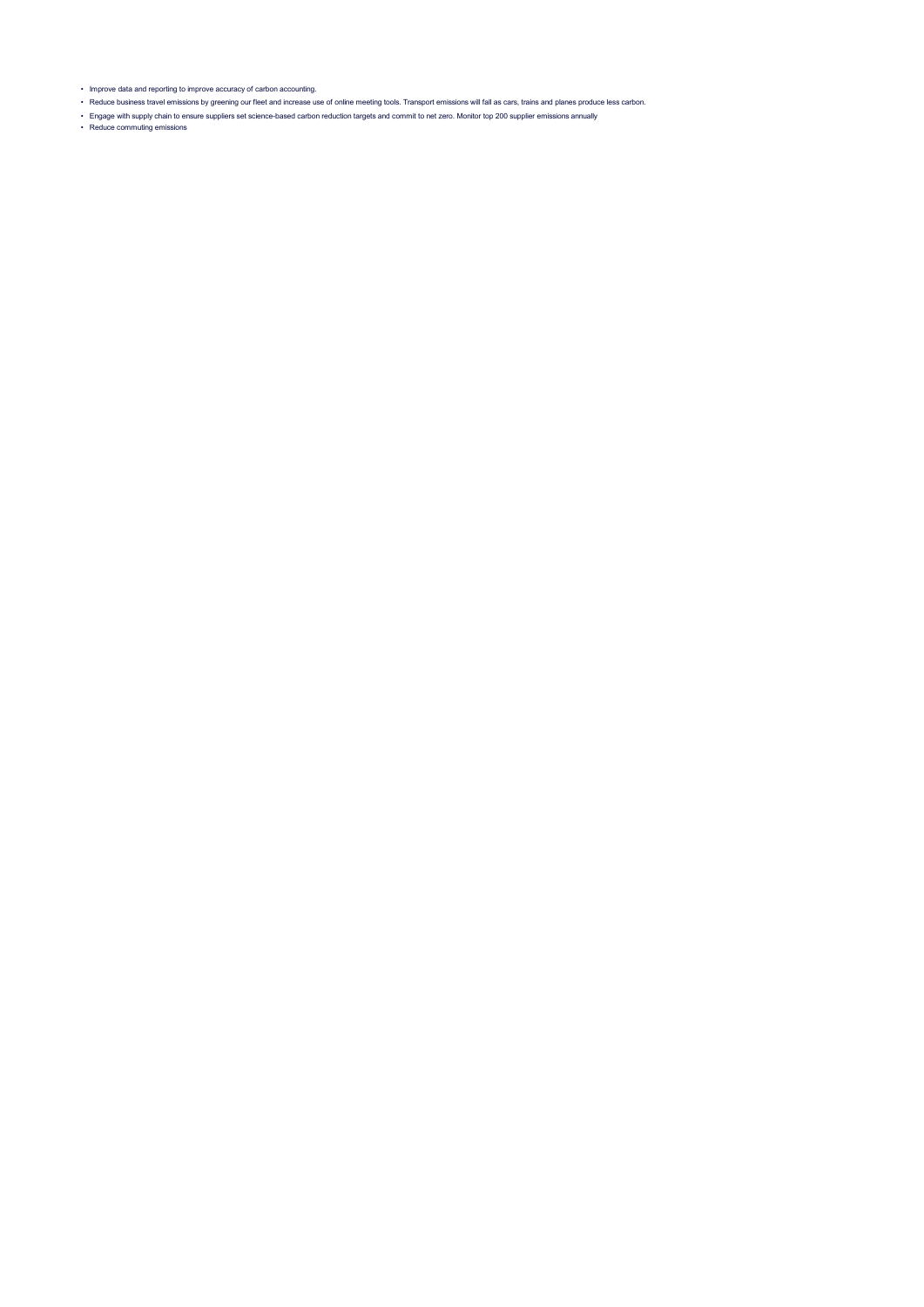- Improve data and reporting to improve accuracy of carbon accounting.
- Reduce business travel emissions by greening our fleet and increase use of online meeting tools. Transport emissions will fall as cars, trains and planes produce less carbon.
- Engage with supply chain to ensure suppliers set science-based carbon reduction targets and commit to net zero. Monitor top 200 supplier emissions annually
- Reduce commuting emissions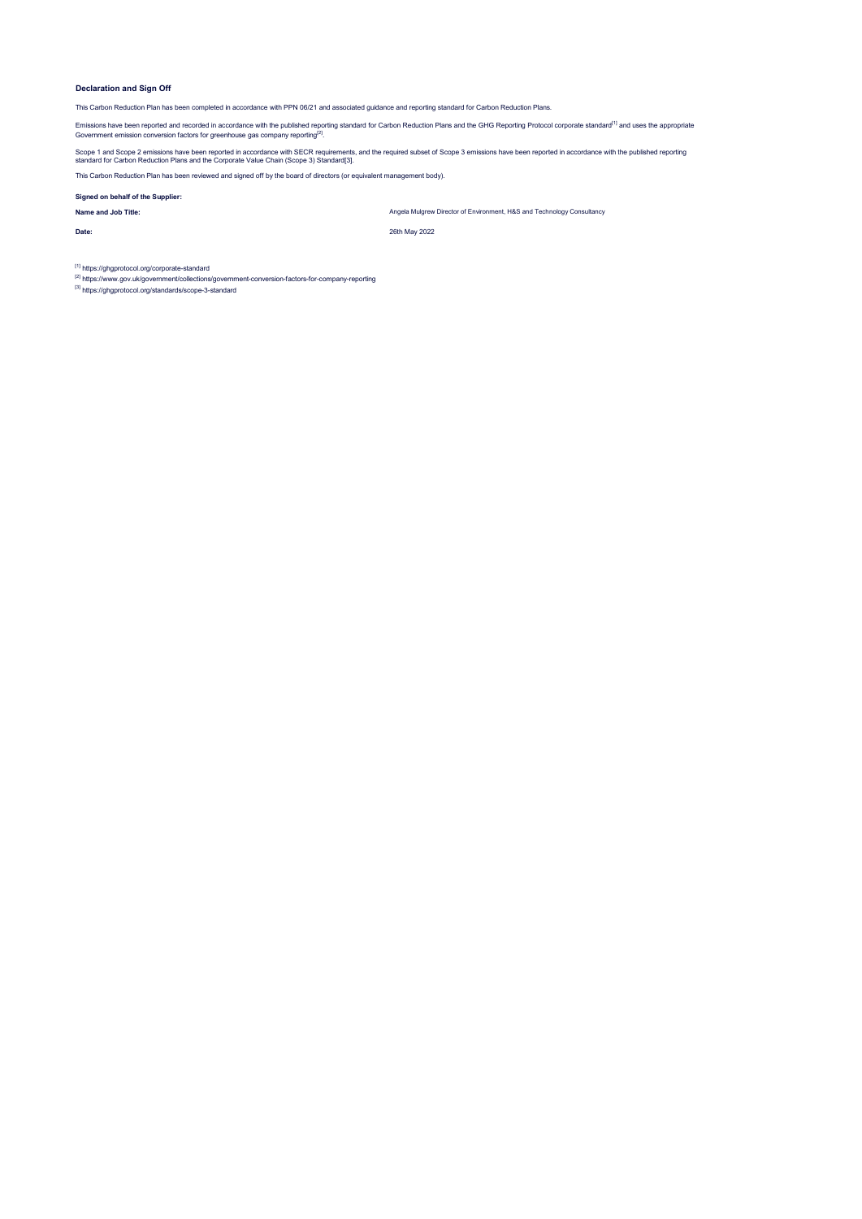### Declaration and Sign Off

This Carbon Reduction Plan has been completed in accordance with PPN 06/21 and associated guidance and reporting standard for Carbon Reduction Plans.

Emissions have been reported and recorded in accordance with the published reporting standard for Carbon Reduction Plans and the GHG Reporting Protocol corporate standard[1] and uses the appropriate Government emission conversion factors for greenhouse gas company reporting[2].

Scope 1 and Scope 2 emissions have been reported in accordance with SECR requirements, and the required subset of Scope 3 emissions have been reported in accordance with the published reporting standard for Carbon Reduction Plans and the Corporate Value Chain (Scope 3) Standard[3].

This Carbon Reduction Plan has been reviewed and signed off by the board of directors (or equivalent management body).

**Signed on behalf of the Supplier:**

**Name and Job Title:** Angela Mulgrew Director of Environment, H&S and Technology Consultancy

**Date:** 26th May 2022

[1] https://ghgprotocol.org/corporate-standard

[2] https://www.gov.uk/government/collections/government-conversion-factors-for-company-reporting

[3] https://ghgprotocol.org/standards/scope-3-standard